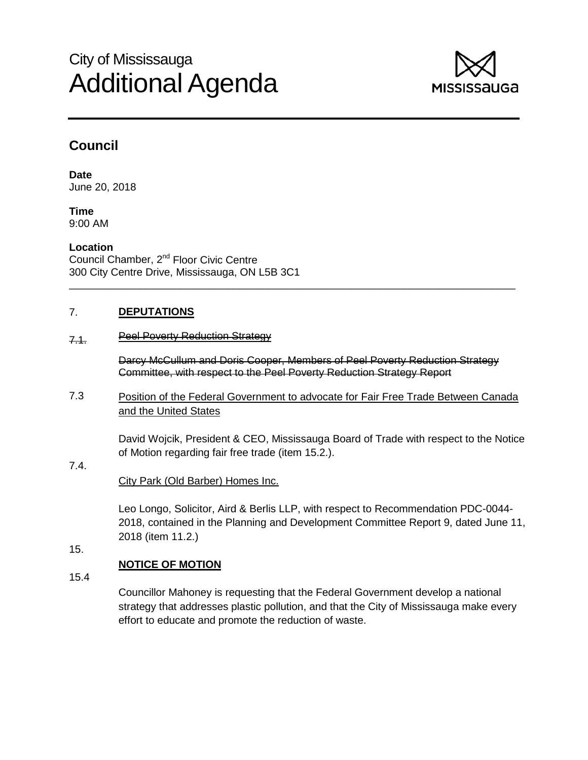# City of Mississauga
# Additional Agenda

## Council

**Date**
June 20, 2018

**Time**
9:00 AM

**Location**
Council Chamber, 2nd Floor Civic Centre
300 City Centre Drive, Mississauga, ON L5B 3C1

---

7. **DEPUTATIONS**

~~7.1. Peel Poverty Reduction Strategy~~

~~Darcy McCullum and Doris Cooper, Members of Peel Poverty Reduction Strategy Committee, with respect to the Peel Poverty Reduction Strategy Report~~

7.3 Position of the Federal Government to advocate for Fair Free Trade Between Canada and the United States

David Wojcik, President & CEO, Mississauga Board of Trade with respect to the Notice of Motion regarding fair free trade (item 15.2.).

7.4. City Park (Old Barber) Homes Inc.

Leo Longo, Solicitor, Aird & Berlis LLP, with respect to Recommendation PDC-0044-2018, contained in the Planning and Development Committee Report 9, dated June 11, 2018 (item 11.2.)

15. **NOTICE OF MOTION**

15.4 Councillor Mahoney is requesting that the Federal Government develop a national strategy that addresses plastic pollution, and that the City of Mississauga make every effort to educate and promote the reduction of waste.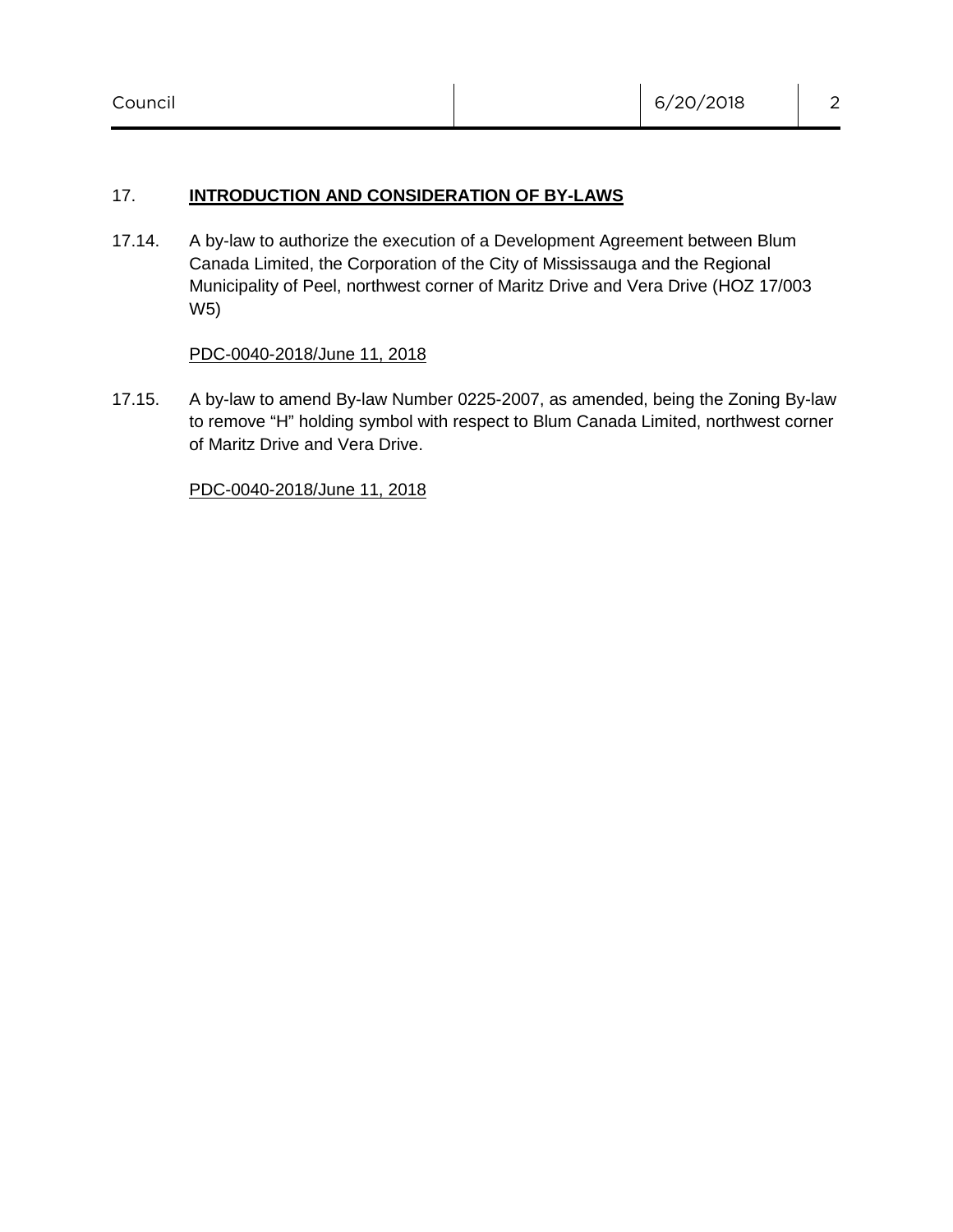17. **INTRODUCTION AND CONSIDERATION OF BY-LAWS**

17.14. A by-law to authorize the execution of a Development Agreement between Blum Canada Limited, the Corporation of the City of Mississauga and the Regional Municipality of Peel, northwest corner of Maritz Drive and Vera Drive (HOZ 17/003 W5)

PDC-0040-2018/June 11, 2018

17.15. A by-law to amend By-law Number 0225-2007, as amended, being the Zoning By-law to remove "H" holding symbol with respect to Blum Canada Limited, northwest corner of Maritz Drive and Vera Drive.

PDC-0040-2018/June 11, 2018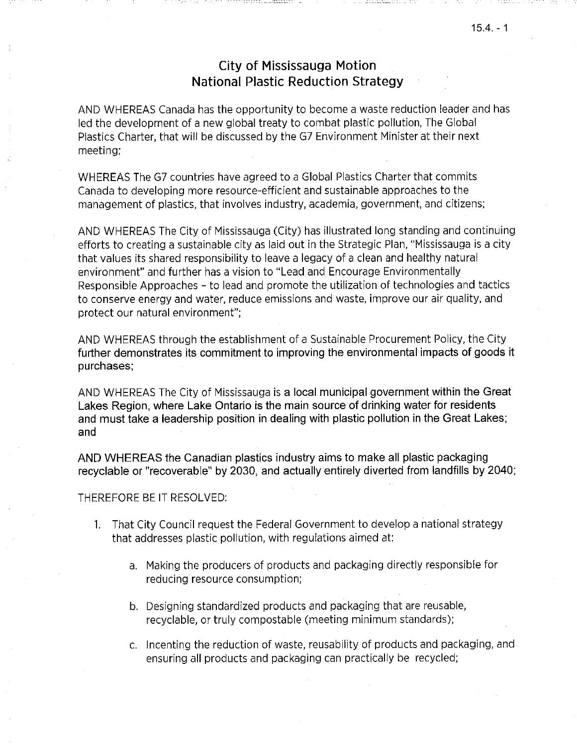# City of Mississauga Motion
# National Plastic Reduction Strategy

AND WHEREAS Canada has the opportunity to become a waste reduction leader and has led the development of a new global treaty to combat plastic pollution, The Global Plastics Charter, that will be discussed by the G7 Environment Minister at their next meeting;

WHEREAS The G7 countries have agreed to a Global Plastics Charter that commits Canada to developing more resource-efficient and sustainable approaches to the management of plastics, that involves industry, academia, government, and citizens;

AND WHEREAS The City of Mississauga (City) has illustrated long standing and continuing efforts to creating a sustainable city as laid out in the Strategic Plan, "Mississauga is a city that values its shared responsibility to leave a legacy of a clean and healthy natural environment" and further has a vision to "Lead and Encourage Environmentally Responsible Approaches – to lead and promote the utilization of technologies and tactics to conserve energy and water, reduce emissions and waste, improve our air quality, and protect our natural environment";

AND WHEREAS through the establishment of a Sustainable Procurement Policy, the City further demonstrates its commitment to improving the environmental impacts of goods it purchases;

AND WHEREAS The City of Mississauga is a local municipal government within the Great Lakes Region, where Lake Ontario is the main source of drinking water for residents and must take a leadership position in dealing with plastic pollution in the Great Lakes; and

AND WHEREAS the Canadian plastics industry aims to make all plastic packaging recyclable or "recoverable" by 2030, and actually entirely diverted from landfills by 2040;

THEREFORE BE IT RESOLVED:

1. That City Council request the Federal Government to develop a national strategy that addresses plastic pollution, with regulations aimed at:

    a. Making the producers of products and packaging directly responsible for reducing resource consumption;

    b. Designing standardized products and packaging that are reusable, recyclable, or truly compostable (meeting minimum standards);

    c. Incenting the reduction of waste, reusability of products and packaging, and ensuring all products and packaging can practically be recycled;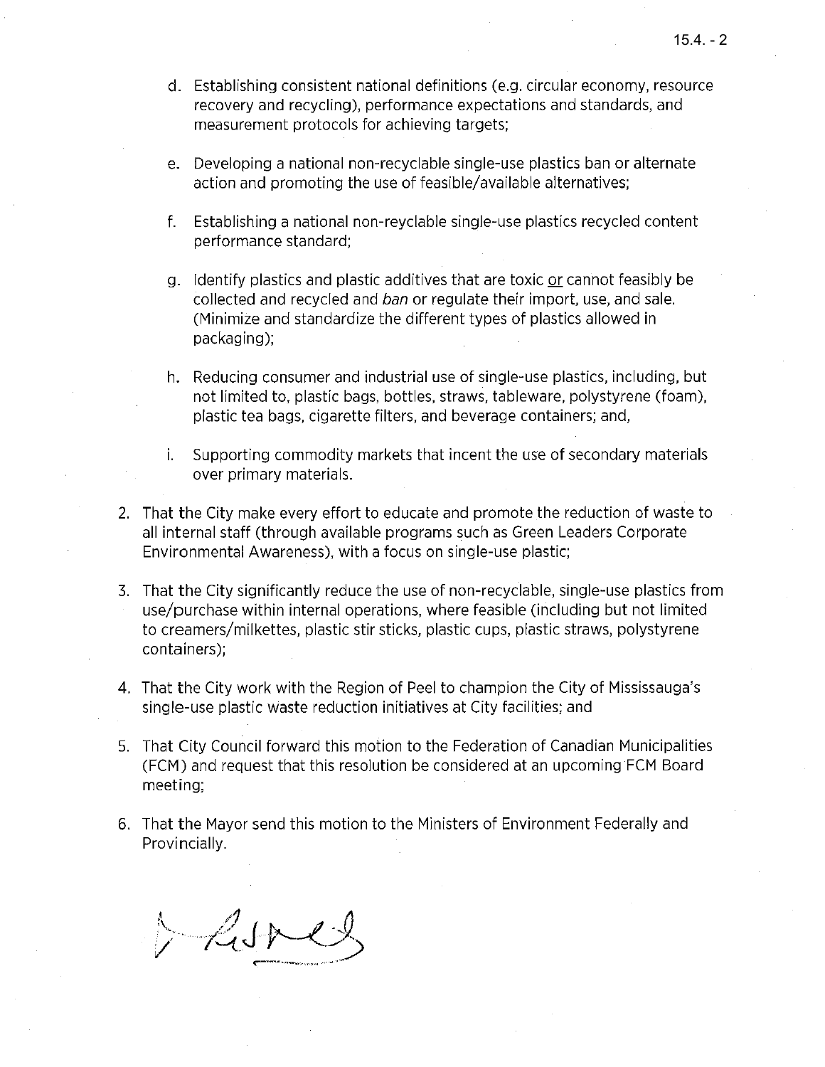d. Establishing consistent national definitions (e.g. circular economy, resource recovery and recycling), performance expectations and standards, and measurement protocols for achieving targets;

e. Developing a national non-recyclable single-use plastics ban or alternate action and promoting the use of feasible/available alternatives;

f. Establishing a national non-reyclable single-use plastics recycled content performance standard;

g. Identify plastics and plastic additives that are toxic <u>or</u> cannot feasibly be collected and recycled and *ban* or regulate their import, use, and sale. (Minimize and standardize the different types of plastics allowed in packaging);

h. Reducing consumer and industrial use of single-use plastics, including, but not limited to, plastic bags, bottles, straws, tableware, polystyrene (foam), plastic tea bags, cigarette filters, and beverage containers; and,

i. Supporting commodity markets that incent the use of secondary materials over primary materials.

2. That the City make every effort to educate and promote the reduction of waste to all internal staff (through available programs such as Green Leaders Corporate Environmental Awareness), with a focus on single-use plastic;

3. That the City significantly reduce the use of non-recyclable, single-use plastics from use/purchase within internal operations, where feasible (including but not limited to creamers/milkettes, plastic stir sticks, plastic cups, plastic straws, polystyrene containers);

4. That the City work with the Region of Peel to champion the City of Mississauga's single-use plastic waste reduction initiatives at City facilities; and

5. That City Council forward this motion to the Federation of Canadian Municipalities (FCM) and request that this resolution be considered at an upcoming FCM Board meeting;

6. That the Mayor send this motion to the Ministers of Environment Federally and Provincially.